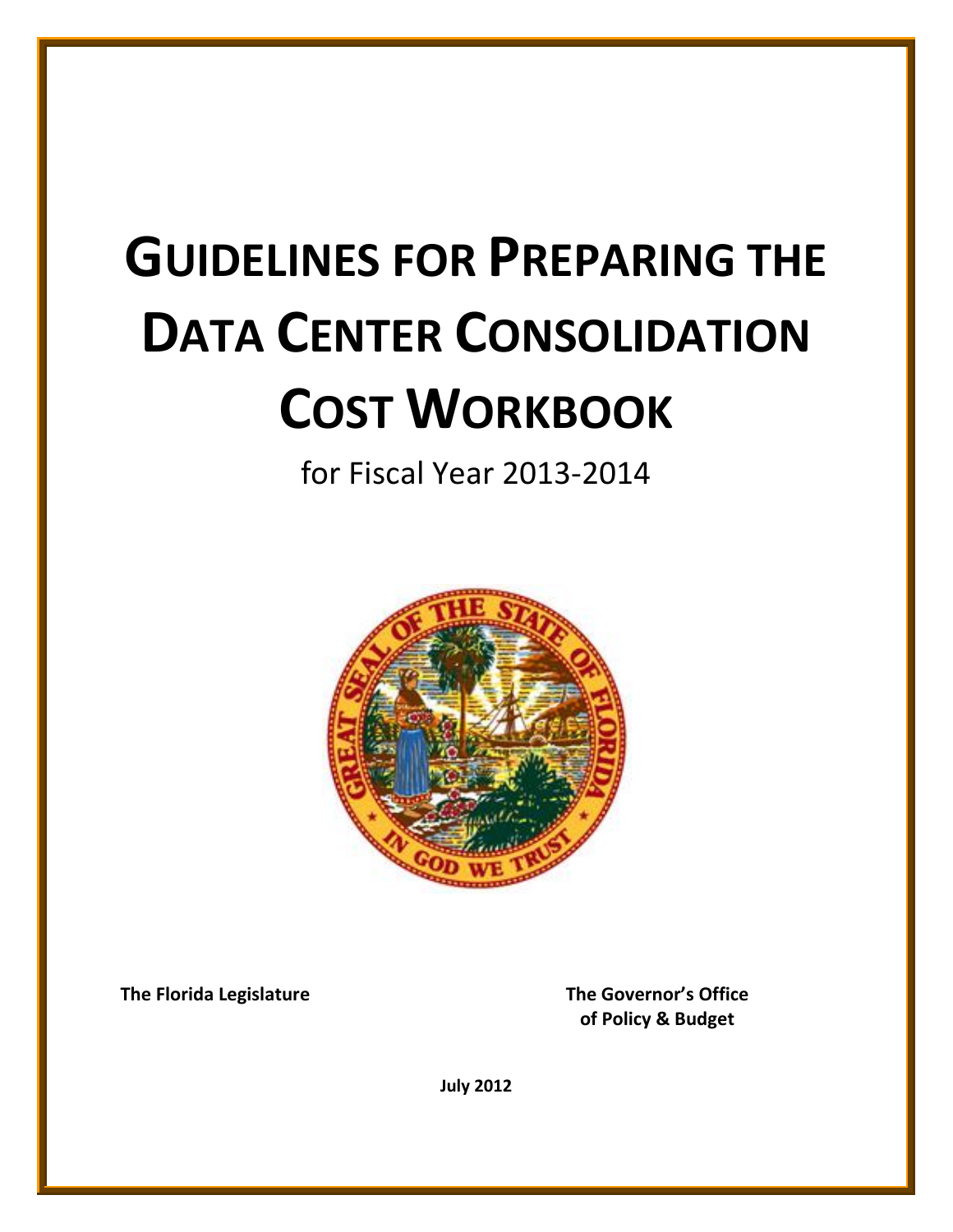# GUIDELINES FOR PREPARING THE DATA CENTER CONSOLIDATION COST WORKBOOK

for Fiscal Year 2013-2014

**The Florida Legislature**

**The Governor's Office of Policy & Budget**

**July 2012**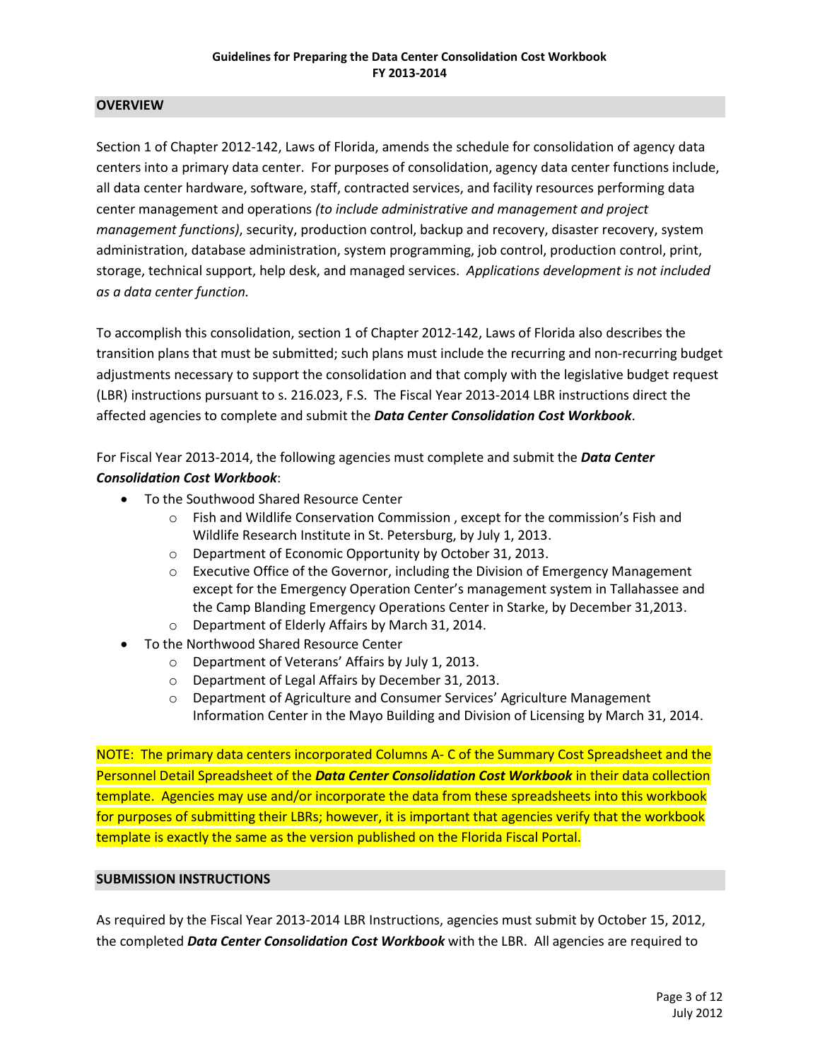**Guidelines for Preparing the Data Center Consolidation Cost Workbook**
**FY 2013-2014**

## OVERVIEW

Section 1 of Chapter 2012-142, Laws of Florida, amends the schedule for consolidation of agency data centers into a primary data center. For purposes of consolidation, agency data center functions include, all data center hardware, software, staff, contracted services, and facility resources performing data center management and operations *(to include administrative and management and project management functions)*, security, production control, backup and recovery, disaster recovery, system administration, database administration, system programming, job control, production control, print, storage, technical support, help desk, and managed services. *Applications development is not included as a data center function.*

To accomplish this consolidation, section 1 of Chapter 2012-142, Laws of Florida also describes the transition plans that must be submitted; such plans must include the recurring and non-recurring budget adjustments necessary to support the consolidation and that comply with the legislative budget request (LBR) instructions pursuant to s. 216.023, F.S. The Fiscal Year 2013-2014 LBR instructions direct the affected agencies to complete and submit the ***Data Center Consolidation Cost Workbook***.

For Fiscal Year 2013-2014, the following agencies must complete and submit the ***Data Center Consolidation Cost Workbook***:

- To the Southwood Shared Resource Center
  - Fish and Wildlife Conservation Commission , except for the commission's Fish and Wildlife Research Institute in St. Petersburg, by July 1, 2013.
  - Department of Economic Opportunity by October 31, 2013.
  - Executive Office of the Governor, including the Division of Emergency Management except for the Emergency Operation Center's management system in Tallahassee and the Camp Blanding Emergency Operations Center in Starke, by December 31,2013.
  - Department of Elderly Affairs by March 31, 2014.
- To the Northwood Shared Resource Center
  - Department of Veterans' Affairs by July 1, 2013.
  - Department of Legal Affairs by December 31, 2013.
  - Department of Agriculture and Consumer Services' Agriculture Management Information Center in the Mayo Building and Division of Licensing by March 31, 2014.

NOTE: The primary data centers incorporated Columns A- C of the Summary Cost Spreadsheet and the Personnel Detail Spreadsheet of the ***Data Center Consolidation Cost Workbook*** in their data collection template. Agencies may use and/or incorporate the data from these spreadsheets into this workbook for purposes of submitting their LBRs; however, it is important that agencies verify that the workbook template is exactly the same as the version published on the Florida Fiscal Portal.

## SUBMISSION INSTRUCTIONS

As required by the Fiscal Year 2013-2014 LBR Instructions, agencies must submit by October 15, 2012, the completed ***Data Center Consolidation Cost Workbook*** with the LBR. All agencies are required to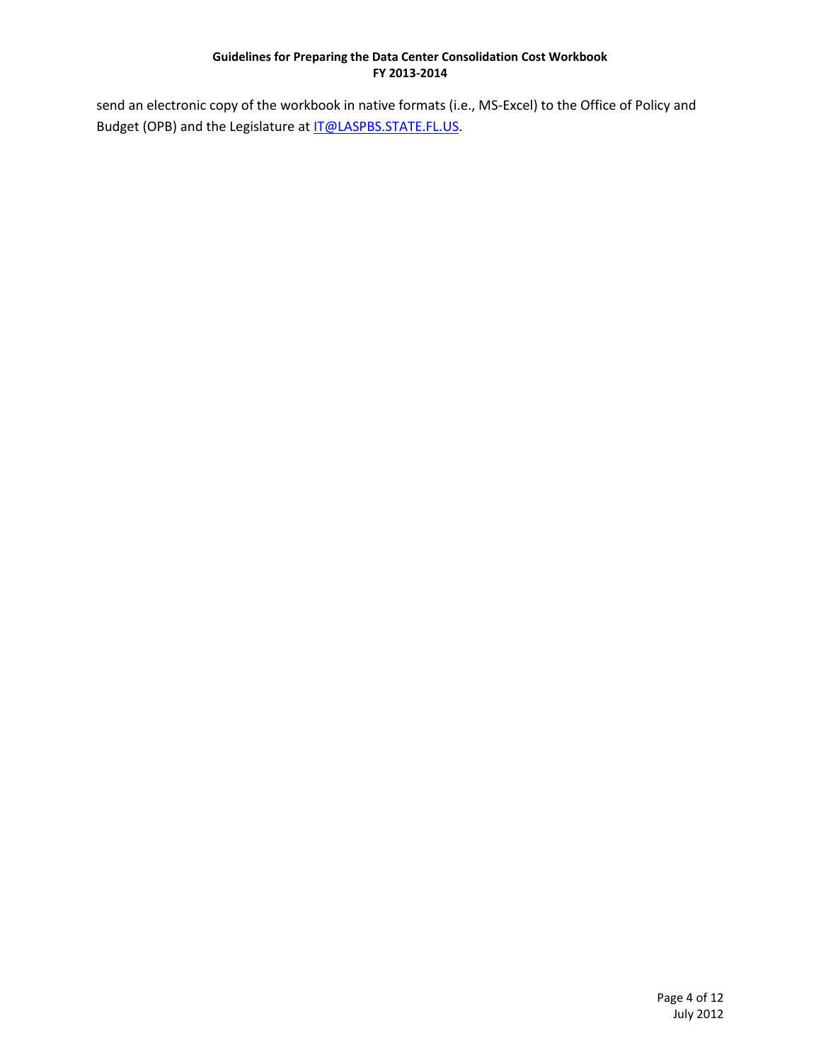send an electronic copy of the workbook in native formats (i.e., MS-Excel) to the Office of Policy and Budget (OPB) and the Legislature at [IT@LASPBS.STATE.FL.US](mailto:IT@LASPBS.STATE.FL.US).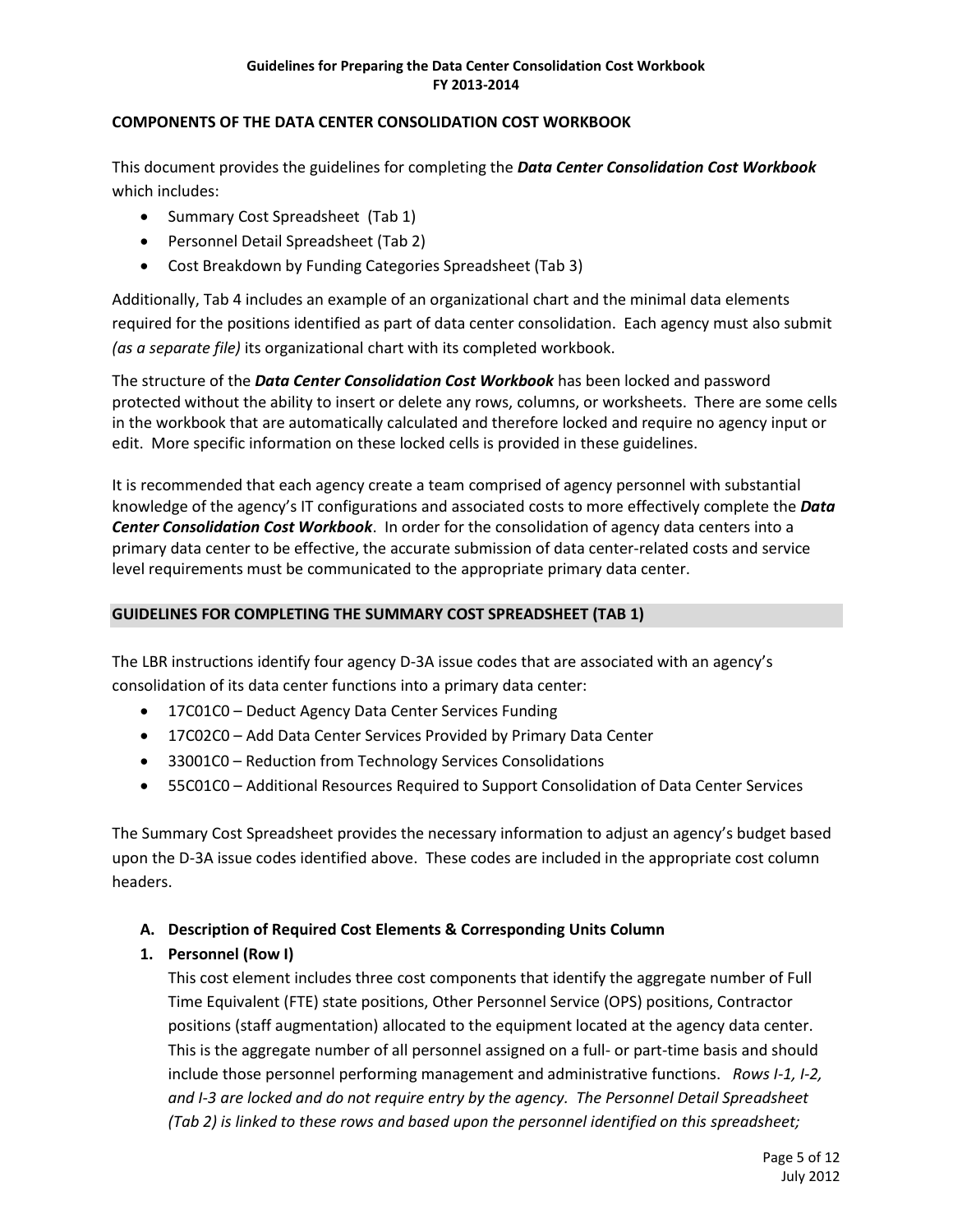## COMPONENTS OF THE DATA CENTER CONSOLIDATION COST WORKBOOK

This document provides the guidelines for completing the ***Data Center Consolidation Cost Workbook*** which includes:

- Summary Cost Spreadsheet (Tab 1)
- Personnel Detail Spreadsheet (Tab 2)
- Cost Breakdown by Funding Categories Spreadsheet (Tab 3)

Additionally, Tab 4 includes an example of an organizational chart and the minimal data elements required for the positions identified as part of data center consolidation. Each agency must also submit *(as a separate file)* its organizational chart with its completed workbook.

The structure of the ***Data Center Consolidation Cost Workbook*** has been locked and password protected without the ability to insert or delete any rows, columns, or worksheets. There are some cells in the workbook that are automatically calculated and therefore locked and require no agency input or edit. More specific information on these locked cells is provided in these guidelines.

It is recommended that each agency create a team comprised of agency personnel with substantial knowledge of the agency's IT configurations and associated costs to more effectively complete the ***Data Center Consolidation Cost Workbook***. In order for the consolidation of agency data centers into a primary data center to be effective, the accurate submission of data center-related costs and service level requirements must be communicated to the appropriate primary data center.

## GUIDELINES FOR COMPLETING THE SUMMARY COST SPREADSHEET (TAB 1)

The LBR instructions identify four agency D-3A issue codes that are associated with an agency's consolidation of its data center functions into a primary data center:

- 17C01C0 – Deduct Agency Data Center Services Funding
- 17C02C0 – Add Data Center Services Provided by Primary Data Center
- 33001C0 – Reduction from Technology Services Consolidations
- 55C01C0 – Additional Resources Required to Support Consolidation of Data Center Services

The Summary Cost Spreadsheet provides the necessary information to adjust an agency's budget based upon the D-3A issue codes identified above. These codes are included in the appropriate cost column headers.

### A. Description of Required Cost Elements & Corresponding Units Column

**1. Personnel (Row I)**

This cost element includes three cost components that identify the aggregate number of Full Time Equivalent (FTE) state positions, Other Personnel Service (OPS) positions, Contractor positions (staff augmentation) allocated to the equipment located at the agency data center. This is the aggregate number of all personnel assigned on a full- or part-time basis and should include those personnel performing management and administrative functions. *Rows I-1, I-2, and I-3 are locked and do not require entry by the agency. The Personnel Detail Spreadsheet (Tab 2) is linked to these rows and based upon the personnel identified on this spreadsheet;*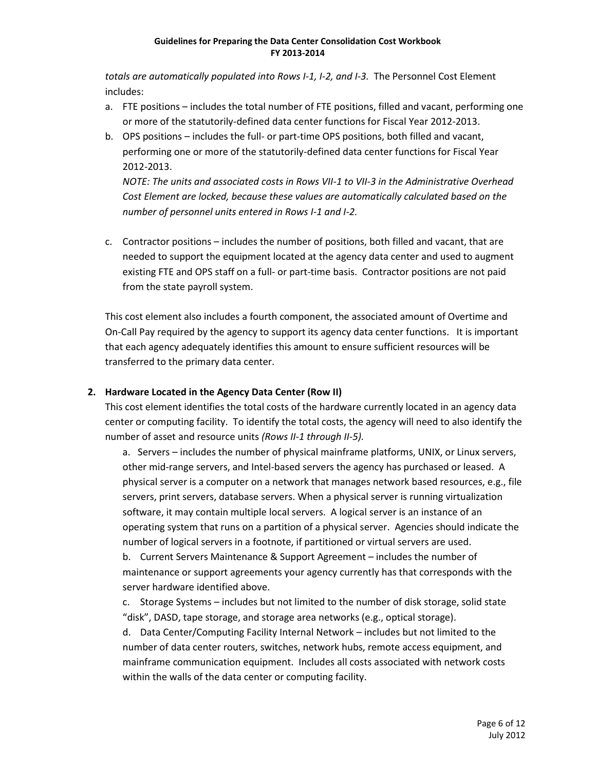*totals are automatically populated into Rows I-1, I-2, and I-3.* The Personnel Cost Element includes:

a. FTE positions – includes the total number of FTE positions, filled and vacant, performing one or more of the statutorily-defined data center functions for Fiscal Year 2012-2013.
b. OPS positions – includes the full- or part-time OPS positions, both filled and vacant, performing one or more of the statutorily-defined data center functions for Fiscal Year 2012-2013.
   *NOTE: The units and associated costs in Rows VII-1 to VII-3 in the Administrative Overhead Cost Element are locked, because these values are automatically calculated based on the number of personnel units entered in Rows I-1 and I-2.*

c. Contractor positions – includes the number of positions, both filled and vacant, that are needed to support the equipment located at the agency data center and used to augment existing FTE and OPS staff on a full- or part-time basis. Contractor positions are not paid from the state payroll system.

This cost element also includes a fourth component, the associated amount of Overtime and On-Call Pay required by the agency to support its agency data center functions. It is important that each agency adequately identifies this amount to ensure sufficient resources will be transferred to the primary data center.

**2. Hardware Located in the Agency Data Center (Row II)**

This cost element identifies the total costs of the hardware currently located in an agency data center or computing facility. To identify the total costs, the agency will need to also identify the number of asset and resource units *(Rows II-1 through II-5).*

a. Servers – includes the number of physical mainframe platforms, UNIX, or Linux servers, other mid-range servers, and Intel-based servers the agency has purchased or leased. A physical server is a computer on a network that manages network based resources, e.g., file servers, print servers, database servers. When a physical server is running virtualization software, it may contain multiple local servers. A logical server is an instance of an operating system that runs on a partition of a physical server. Agencies should indicate the number of logical servers in a footnote, if partitioned or virtual servers are used.
b. Current Servers Maintenance & Support Agreement – includes the number of maintenance or support agreements your agency currently has that corresponds with the server hardware identified above.
c. Storage Systems – includes but not limited to the number of disk storage, solid state "disk", DASD, tape storage, and storage area networks (e.g., optical storage).
d. Data Center/Computing Facility Internal Network – includes but not limited to the number of data center routers, switches, network hubs, remote access equipment, and mainframe communication equipment. Includes all costs associated with network costs within the walls of the data center or computing facility.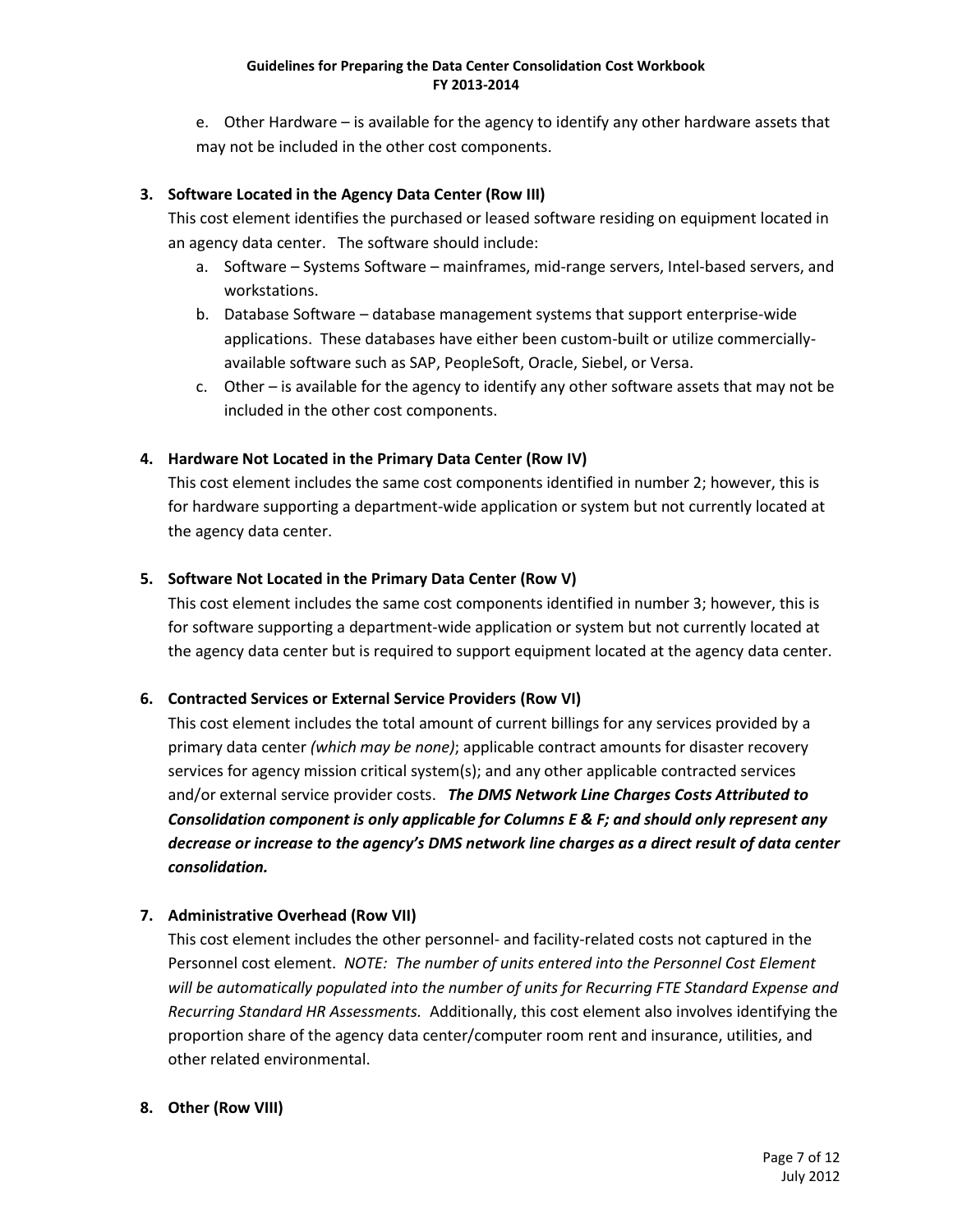e. Other Hardware – is available for the agency to identify any other hardware assets that may not be included in the other cost components.

3. **Software Located in the Agency Data Center (Row III)**
   This cost element identifies the purchased or leased software residing on equipment located in an agency data center. The software should include:
   a. Software – Systems Software – mainframes, mid-range servers, Intel-based servers, and workstations.
   b. Database Software – database management systems that support enterprise-wide applications. These databases have either been custom-built or utilize commercially-available software such as SAP, PeopleSoft, Oracle, Siebel, or Versa.
   c. Other – is available for the agency to identify any other software assets that may not be included in the other cost components.

4. **Hardware Not Located in the Primary Data Center (Row IV)**
   This cost element includes the same cost components identified in number 2; however, this is for hardware supporting a department-wide application or system but not currently located at the agency data center.

5. **Software Not Located in the Primary Data Center (Row V)**
   This cost element includes the same cost components identified in number 3; however, this is for software supporting a department-wide application or system but not currently located at the agency data center but is required to support equipment located at the agency data center.

6. **Contracted Services or External Service Providers (Row VI)**
   This cost element includes the total amount of current billings for any services provided by a primary data center *(which may be none)*; applicable contract amounts for disaster recovery services for agency mission critical system(s); and any other applicable contracted services and/or external service provider costs. ***The DMS Network Line Charges Costs Attributed to Consolidation component is only applicable for Columns E & F; and should only represent any decrease or increase to the agency's DMS network line charges as a direct result of data center consolidation.***

7. **Administrative Overhead (Row VII)**
   This cost element includes the other personnel- and facility-related costs not captured in the Personnel cost element. *NOTE: The number of units entered into the Personnel Cost Element will be automatically populated into the number of units for Recurring FTE Standard Expense and Recurring Standard HR Assessments.* Additionally, this cost element also involves identifying the proportion share of the agency data center/computer room rent and insurance, utilities, and other related environmental.

8. **Other (Row VIII)**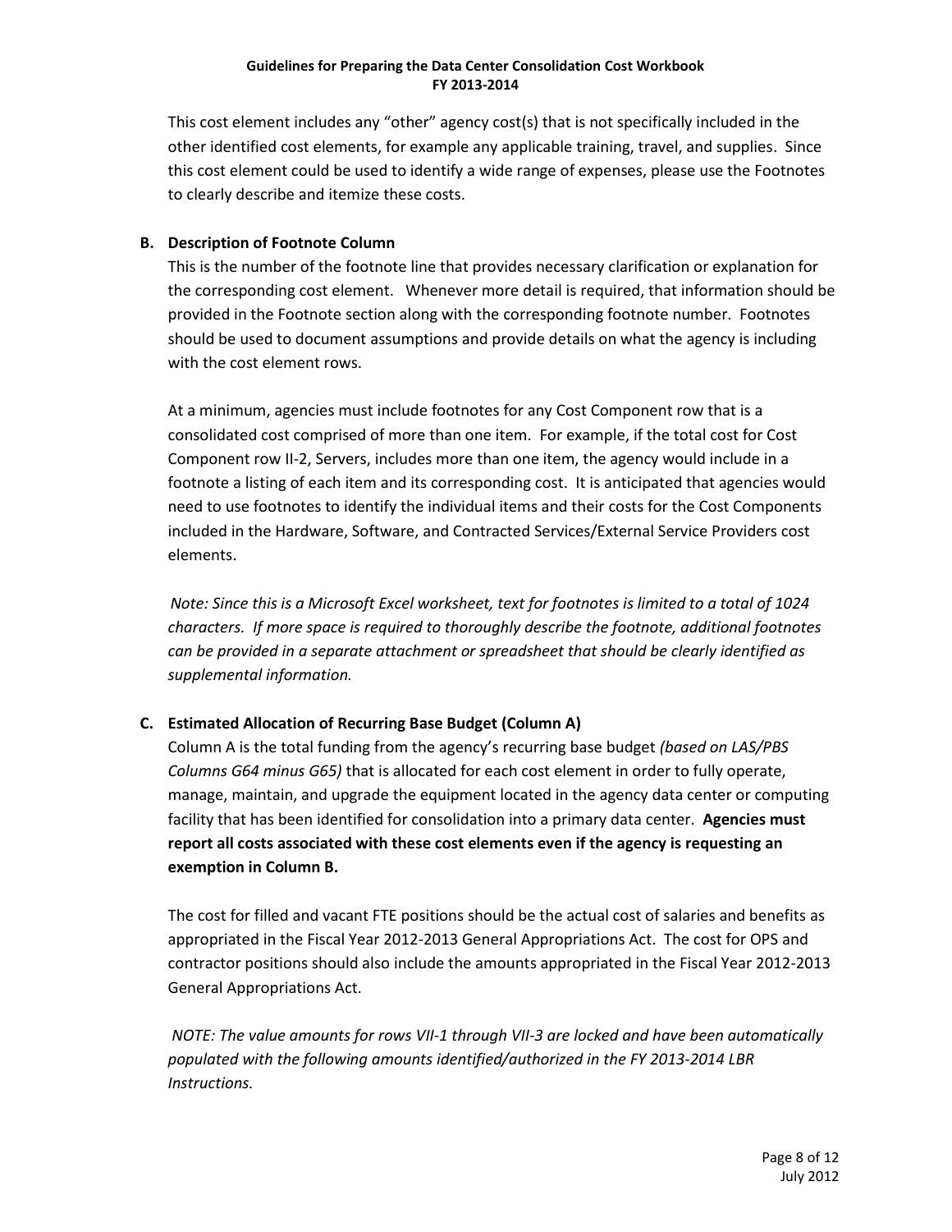This cost element includes any “other” agency cost(s) that is not specifically included in the other identified cost elements, for example any applicable training, travel, and supplies. Since this cost element could be used to identify a wide range of expenses, please use the Footnotes to clearly describe and itemize these costs.

**B. Description of Footnote Column**

This is the number of the footnote line that provides necessary clarification or explanation for the corresponding cost element. Whenever more detail is required, that information should be provided in the Footnote section along with the corresponding footnote number. Footnotes should be used to document assumptions and provide details on what the agency is including with the cost element rows.

At a minimum, agencies must include footnotes for any Cost Component row that is a consolidated cost comprised of more than one item. For example, if the total cost for Cost Component row II-2, Servers, includes more than one item, the agency would include in a footnote a listing of each item and its corresponding cost. It is anticipated that agencies would need to use footnotes to identify the individual items and their costs for the Cost Components included in the Hardware, Software, and Contracted Services/External Service Providers cost elements.

*Note: Since this is a Microsoft Excel worksheet, text for footnotes is limited to a total of 1024 characters. If more space is required to thoroughly describe the footnote, additional footnotes can be provided in a separate attachment or spreadsheet that should be clearly identified as supplemental information.*

**C. Estimated Allocation of Recurring Base Budget (Column A)**

Column A is the total funding from the agency’s recurring base budget *(based on LAS/PBS Columns G64 minus G65)* that is allocated for each cost element in order to fully operate, manage, maintain, and upgrade the equipment located in the agency data center or computing facility that has been identified for consolidation into a primary data center. **Agencies must report all costs associated with these cost elements even if the agency is requesting an exemption in Column B.**

The cost for filled and vacant FTE positions should be the actual cost of salaries and benefits as appropriated in the Fiscal Year 2012-2013 General Appropriations Act. The cost for OPS and contractor positions should also include the amounts appropriated in the Fiscal Year 2012-2013 General Appropriations Act.

*NOTE: The value amounts for rows VII-1 through VII-3 are locked and have been automatically populated with the following amounts identified/authorized in the FY 2013-2014 LBR Instructions.*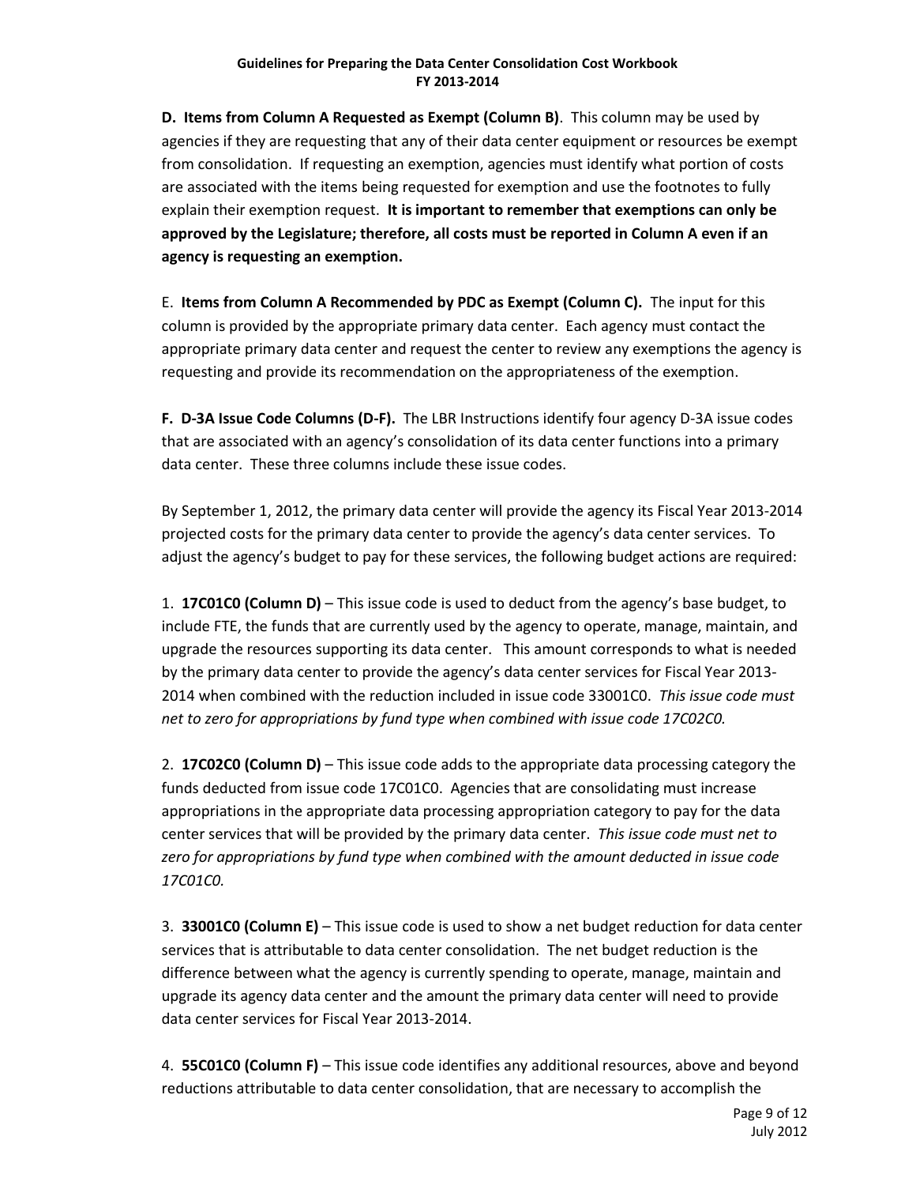**D. Items from Column A Requested as Exempt (Column B)**. This column may be used by agencies if they are requesting that any of their data center equipment or resources be exempt from consolidation. If requesting an exemption, agencies must identify what portion of costs are associated with the items being requested for exemption and use the footnotes to fully explain their exemption request. **It is important to remember that exemptions can only be approved by the Legislature; therefore, all costs must be reported in Column A even if an agency is requesting an exemption.**

E. **Items from Column A Recommended by PDC as Exempt (Column C).** The input for this column is provided by the appropriate primary data center. Each agency must contact the appropriate primary data center and request the center to review any exemptions the agency is requesting and provide its recommendation on the appropriateness of the exemption.

**F. D-3A Issue Code Columns (D-F).** The LBR Instructions identify four agency D-3A issue codes that are associated with an agency's consolidation of its data center functions into a primary data center. These three columns include these issue codes.

By September 1, 2012, the primary data center will provide the agency its Fiscal Year 2013-2014 projected costs for the primary data center to provide the agency's data center services. To adjust the agency's budget to pay for these services, the following budget actions are required:

1. **17C01C0 (Column D)** – This issue code is used to deduct from the agency's base budget, to include FTE, the funds that are currently used by the agency to operate, manage, maintain, and upgrade the resources supporting its data center. This amount corresponds to what is needed by the primary data center to provide the agency's data center services for Fiscal Year 2013-2014 when combined with the reduction included in issue code 33001C0. *This issue code must net to zero for appropriations by fund type when combined with issue code 17C02C0.*

2. **17C02C0 (Column D)** – This issue code adds to the appropriate data processing category the funds deducted from issue code 17C01C0. Agencies that are consolidating must increase appropriations in the appropriate data processing appropriation category to pay for the data center services that will be provided by the primary data center. *This issue code must net to zero for appropriations by fund type when combined with the amount deducted in issue code 17C01C0.*

3. **33001C0 (Column E)** – This issue code is used to show a net budget reduction for data center services that is attributable to data center consolidation. The net budget reduction is the difference between what the agency is currently spending to operate, manage, maintain and upgrade its agency data center and the amount the primary data center will need to provide data center services for Fiscal Year 2013-2014.

4. **55C01C0 (Column F)** – This issue code identifies any additional resources, above and beyond reductions attributable to data center consolidation, that are necessary to accomplish the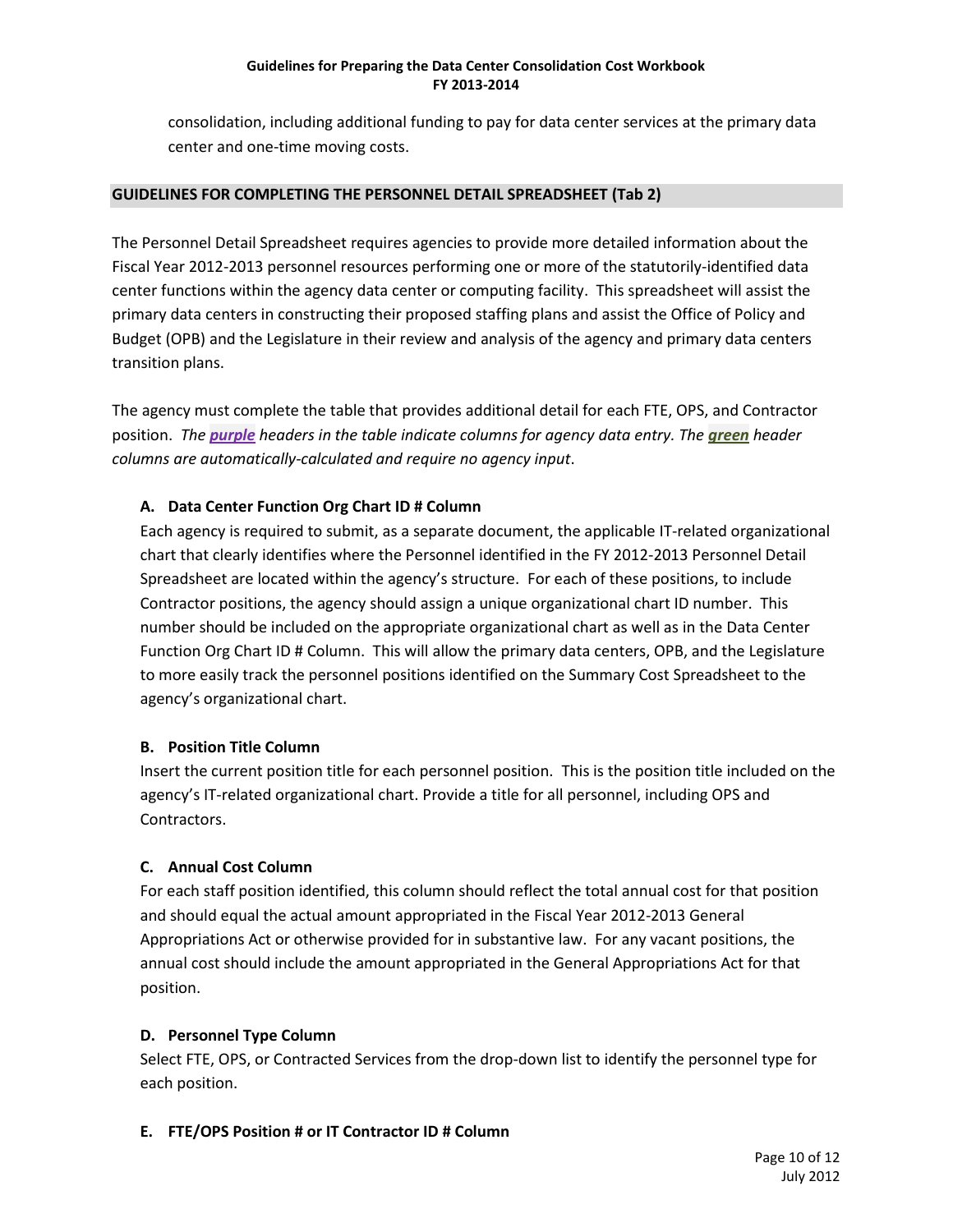consolidation, including additional funding to pay for data center services at the primary data center and one-time moving costs.

## GUIDELINES FOR COMPLETING THE PERSONNEL DETAIL SPREADSHEET (Tab 2)

The Personnel Detail Spreadsheet requires agencies to provide more detailed information about the Fiscal Year 2012-2013 personnel resources performing one or more of the statutorily-identified data center functions within the agency data center or computing facility. This spreadsheet will assist the primary data centers in constructing their proposed staffing plans and assist the Office of Policy and Budget (OPB) and the Legislature in their review and analysis of the agency and primary data centers transition plans.

The agency must complete the table that provides additional detail for each FTE, OPS, and Contractor position. *The **purple** headers in the table indicate columns for agency data entry. The **green** header columns are automatically-calculated and require no agency input*.

### A. Data Center Function Org Chart ID # Column

Each agency is required to submit, as a separate document, the applicable IT-related organizational chart that clearly identifies where the Personnel identified in the FY 2012-2013 Personnel Detail Spreadsheet are located within the agency's structure. For each of these positions, to include Contractor positions, the agency should assign a unique organizational chart ID number. This number should be included on the appropriate organizational chart as well as in the Data Center Function Org Chart ID # Column. This will allow the primary data centers, OPB, and the Legislature to more easily track the personnel positions identified on the Summary Cost Spreadsheet to the agency's organizational chart.

### B. Position Title Column

Insert the current position title for each personnel position. This is the position title included on the agency's IT-related organizational chart. Provide a title for all personnel, including OPS and Contractors.

### C. Annual Cost Column

For each staff position identified, this column should reflect the total annual cost for that position and should equal the actual amount appropriated in the Fiscal Year 2012-2013 General Appropriations Act or otherwise provided for in substantive law. For any vacant positions, the annual cost should include the amount appropriated in the General Appropriations Act for that position.

### D. Personnel Type Column

Select FTE, OPS, or Contracted Services from the drop-down list to identify the personnel type for each position.

### E. FTE/OPS Position # or IT Contractor ID # Column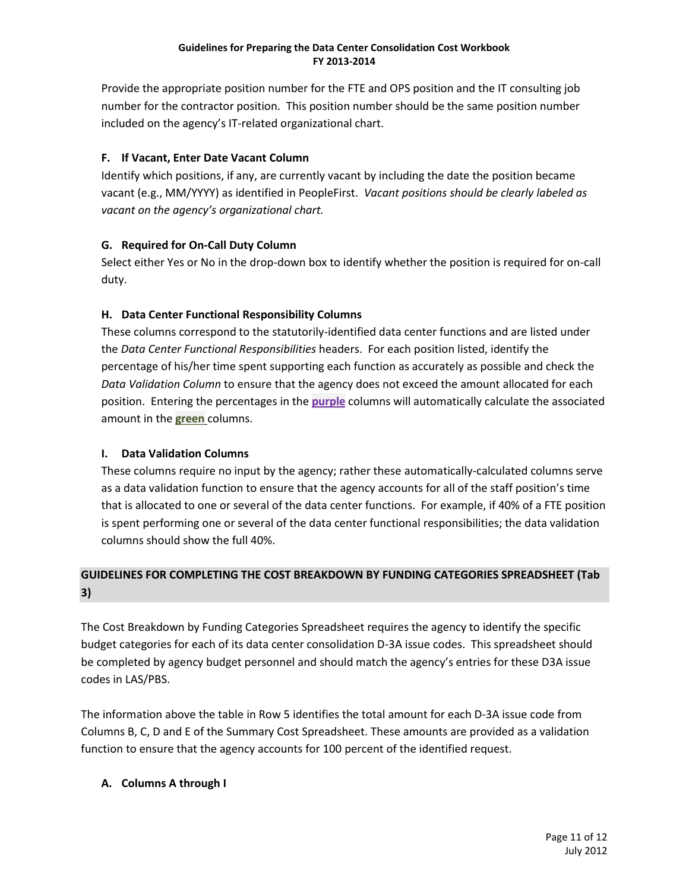Provide the appropriate position number for the FTE and OPS position and the IT consulting job number for the contractor position. This position number should be the same position number included on the agency's IT-related organizational chart.

### F. If Vacant, Enter Date Vacant Column

Identify which positions, if any, are currently vacant by including the date the position became vacant (e.g., MM/YYYY) as identified in PeopleFirst. *Vacant positions should be clearly labeled as vacant on the agency's organizational chart.*

### G. Required for On-Call Duty Column

Select either Yes or No in the drop-down box to identify whether the position is required for on-call duty.

### H. Data Center Functional Responsibility Columns

These columns correspond to the statutorily-identified data center functions and are listed under the *Data Center Functional Responsibilities* headers. For each position listed, identify the percentage of his/her time spent supporting each function as accurately as possible and check the *Data Validation Column* to ensure that the agency does not exceed the amount allocated for each position. Entering the percentages in the **purple** columns will automatically calculate the associated amount in the **green** columns.

### I. Data Validation Columns

These columns require no input by the agency; rather these automatically-calculated columns serve as a data validation function to ensure that the agency accounts for all of the staff position's time that is allocated to one or several of the data center functions. For example, if 40% of a FTE position is spent performing one or several of the data center functional responsibilities; the data validation columns should show the full 40%.

## GUIDELINES FOR COMPLETING THE COST BREAKDOWN BY FUNDING CATEGORIES SPREADSHEET (Tab 3)

The Cost Breakdown by Funding Categories Spreadsheet requires the agency to identify the specific budget categories for each of its data center consolidation D-3A issue codes. This spreadsheet should be completed by agency budget personnel and should match the agency's entries for these D3A issue codes in LAS/PBS.

The information above the table in Row 5 identifies the total amount for each D-3A issue code from Columns B, C, D and E of the Summary Cost Spreadsheet. These amounts are provided as a validation function to ensure that the agency accounts for 100 percent of the identified request.

### A. Columns A through I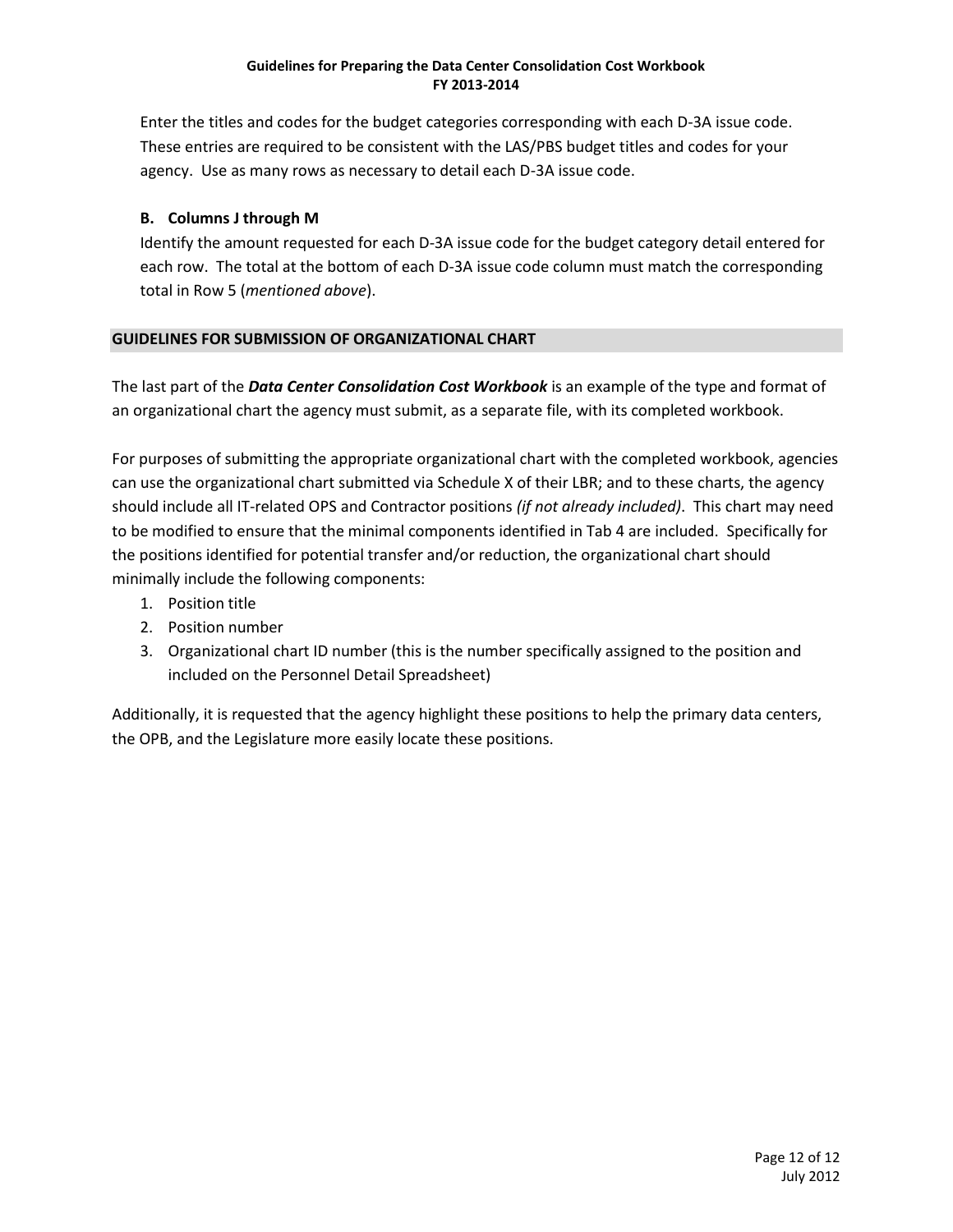Enter the titles and codes for the budget categories corresponding with each D-3A issue code. These entries are required to be consistent with the LAS/PBS budget titles and codes for your agency. Use as many rows as necessary to detail each D-3A issue code.

### B. Columns J through M

Identify the amount requested for each D-3A issue code for the budget category detail entered for each row. The total at the bottom of each D-3A issue code column must match the corresponding total in Row 5 (*mentioned above*).

## GUIDELINES FOR SUBMISSION OF ORGANIZATIONAL CHART

The last part of the ***Data Center Consolidation Cost Workbook*** is an example of the type and format of an organizational chart the agency must submit, as a separate file, with its completed workbook.

For purposes of submitting the appropriate organizational chart with the completed workbook, agencies can use the organizational chart submitted via Schedule X of their LBR; and to these charts, the agency should include all IT-related OPS and Contractor positions *(if not already included)*. This chart may need to be modified to ensure that the minimal components identified in Tab 4 are included. Specifically for the positions identified for potential transfer and/or reduction, the organizational chart should minimally include the following components:

1. Position title
2. Position number
3. Organizational chart ID number (this is the number specifically assigned to the position and included on the Personnel Detail Spreadsheet)

Additionally, it is requested that the agency highlight these positions to help the primary data centers, the OPB, and the Legislature more easily locate these positions.